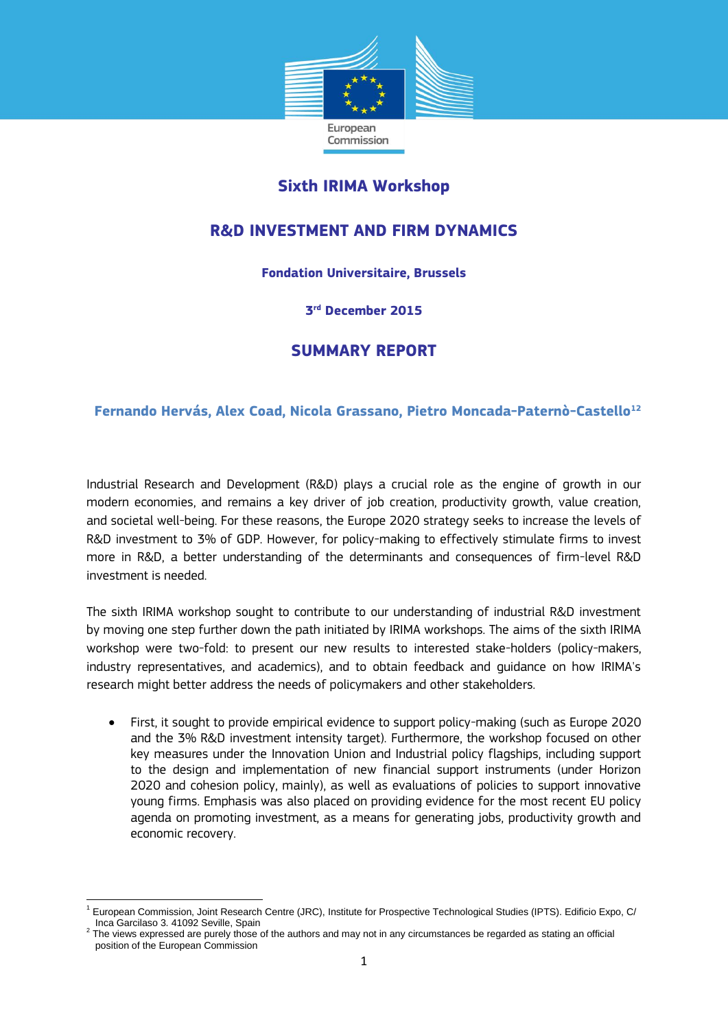European Commission

# Sixth IRIMA Workshop

## R&D INVESTMENT AND FIRM DYNAMICS

**Fondation Universitaire, Brussels**

**3rd December 2015**

## SUMMARY REPORT

**Fernando Hervás, Alex Coad, Nicola Grassano, Pietro Moncada-Posternò-Castello[1][2]**

Industrial Research and Development (R&D) plays a crucial role as the engine of growth in our modern economies, and remains a key driver of job creation, productivity growth, value creation, and societal well-being. For these reasons, the Europe 2020 strategy seeks to increase the levels of R&D investment to 3% of GDP. However, for policy-making to effectively stimulate firms to invest more in R&D, a better understanding of the determinants and consequences of firm-level R&D investment is needed.

The sixth IRIMA workshop sought to contribute to our understanding of industrial R&D investment by moving one step further down the path initiated by IRIMA workshops. The aims of the sixth IRIMA workshop were two-fold: to present our new results to interested stake-holders (policy-makers, industry representatives, and academics), and to obtain feedback and guidance on how IRIMA's research might better address the needs of policymakers and other stakeholders.

- First, it sought to provide empirical evidence to support policy-making (such as Europe 2020 and the 3% R&D investment intensity target). Furthermore, the workshop focused on other key measures under the Innovation Union and Industrial policy flagships, including support to the design and implementation of new financial support instruments (under Horizon 2020 and cohesion policy, mainly), as well as evaluations of policies to support innovative young firms. Emphasis was also placed on providing evidence for the most recent EU policy agenda on promoting investment, as a means for generating jobs, productivity growth and economic recovery.

---

[1] European Commission, Joint Research Centre (JRC), Institute for Prospective Technological Studies (IPTS). Edificio Expo, C/ Inca Garcilaso 3. 41092 Seville, Spain

[2] The views expressed are purely those of the authors and may not in any circumstances be regarded as stating an official position of the European Commission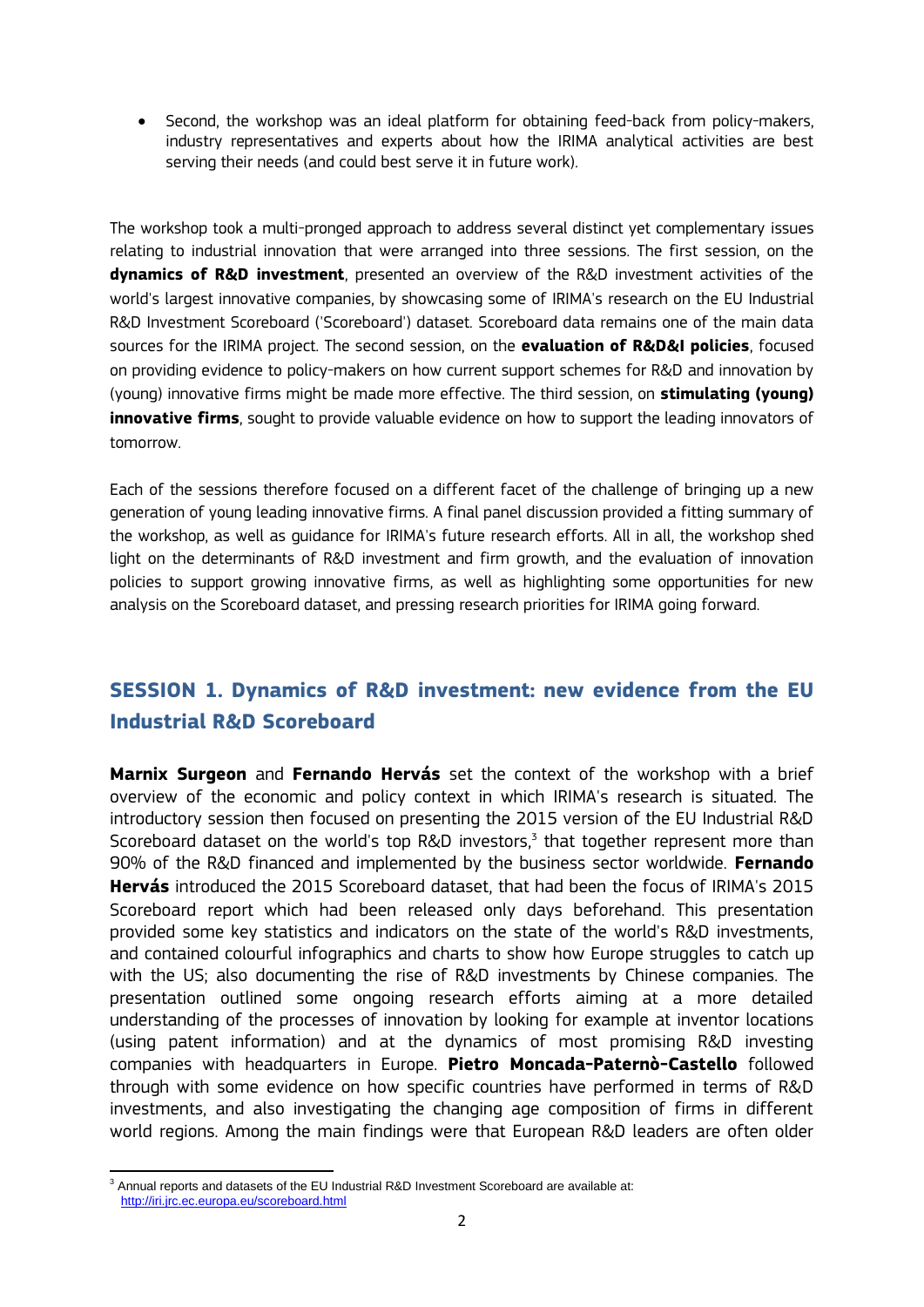- Second, the workshop was an ideal platform for obtaining feed-back from policy-makers, industry representatives and experts about how the IRIMA analytical activities are best serving their needs (and could best serve it in future work).

The workshop took a multi-pronged approach to address several distinct yet complementary issues relating to industrial innovation that were arranged into three sessions. The first session, on the **dynamics of R&D investment**, presented an overview of the R&D investment activities of the world's largest innovative companies, by showcasing some of IRIMA's research on the EU Industrial R&D Investment Scoreboard ('Scoreboard') dataset. Scoreboard data remains one of the main data sources for the IRIMA project. The second session, on the **evaluation of R&D&I policies**, focused on providing evidence to policy-makers on how current support schemes for R&D and innovation by (young) innovative firms might be made more effective. The third session, on **stimulating (young) innovative firms**, sought to provide valuable evidence on how to support the leading innovators of tomorrow.

Each of the sessions therefore focused on a different facet of the challenge of bringing up a new generation of young leading innovative firms. A final panel discussion provided a fitting summary of the workshop, as well as guidance for IRIMA's future research efforts. All in all, the workshop shed light on the determinants of R&D investment and firm growth, and the evaluation of innovation policies to support growing innovative firms, as well as highlighting some opportunities for new analysis on the Scoreboard dataset, and pressing research priorities for IRIMA going forward.

## SESSION 1. Dynamics of R&D investment: new evidence from the EU Industrial R&D Scoreboard

**Marnix Surgeon** and **Fernando Hervás** set the context of the workshop with a brief overview of the economic and policy context in which IRIMA's research is situated. The introductory session then focused on presenting the 2015 version of the EU Industrial R&D Scoreboard dataset on the world's top R&D investors,[3] that together represent more than 90% of the R&D financed and implemented by the business sector worldwide. **Fernando Hervás** introduced the 2015 Scoreboard dataset, that had been the focus of IRIMA's 2015 Scoreboard report which had been released only days beforehand. This presentation provided some key statistics and indicators on the state of the world's R&D investments, and contained colourful infographics and charts to show how Europe struggles to catch up with the US; also documenting the rise of R&D investments by Chinese companies. The presentation outlined some ongoing research efforts aiming at a more detailed understanding of the processes of innovation by looking for example at inventor locations (using patent information) and at the dynamics of most promising R&D investing companies with headquarters in Europe. **Pietro Moncada-Paternò-Castello** followed through with some evidence on how specific countries have performed in terms of R&D investments, and also investigating the changing age composition of firms in different world regions. Among the main findings were that European R&D leaders are often older

[3] Annual reports and datasets of the EU Industrial R&D Investment Scoreboard are available at: http://iri.jrc.ec.europa.eu/scoreboard.html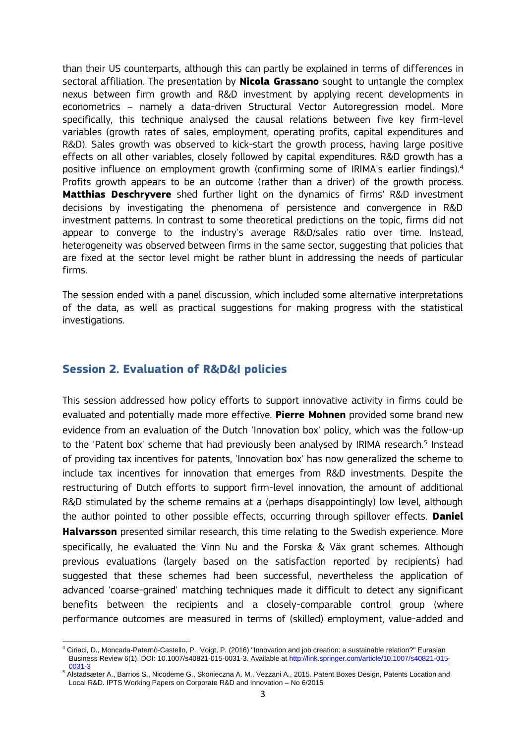than their US counterparts, although this can partly be explained in terms of differences in sectoral affiliation. The presentation by **Nicola Grassano** sought to untangle the complex nexus between firm growth and R&D investment by applying recent developments in econometrics – namely a data-driven Structural Vector Autoregression model. More specifically, this technique analysed the causal relations between five key firm-level variables (growth rates of sales, employment, operating profits, capital expenditures and R&D). Sales growth was observed to kick-start the growth process, having large positive effects on all other variables, closely followed by capital expenditures. R&D growth has a positive influence on employment growth (confirming some of IRIMA's earlier findings).[4] Profits growth appears to be an outcome (rather than a driver) of the growth process. **Matthias Deschryvere** shed further light on the dynamics of firms' R&D investment decisions by investigating the phenomena of persistence and convergence in R&D investment patterns. In contrast to some theoretical predictions on the topic, firms did not appear to converge to the industry's average R&D/sales ratio over time. Instead, heterogeneity was observed between firms in the same sector, suggesting that policies that are fixed at the sector level might be rather blunt in addressing the needs of particular firms.

The session ended with a panel discussion, which included some alternative interpretations of the data, as well as practical suggestions for making progress with the statistical investigations.

## Session 2. Evaluation of R&D&I policies

This session addressed how policy efforts to support innovative activity in firms could be evaluated and potentially made more effective. **Pierre Mohnen** provided some brand new evidence from an evaluation of the Dutch 'Innovation box' policy, which was the follow-up to the 'Patent box' scheme that had previously been analysed by IRIMA research.[5] Instead of providing tax incentives for patents, 'Innovation box' has now generalized the scheme to include tax incentives for innovation that emerges from R&D investments. Despite the restructuring of Dutch efforts to support firm-level innovation, the amount of additional R&D stimulated by the scheme remains at a (perhaps disappointingly) low level, although the author pointed to other possible effects, occurring through spillover effects. **Daniel Halvarsson** presented similar research, this time relating to the Swedish experience. More specifically, he evaluated the Vinn Nu and the Forska & Väx grant schemes. Although previous evaluations (largely based on the satisfaction reported by recipients) had suggested that these schemes had been successful, nevertheless the application of advanced 'coarse-grained' matching techniques made it difficult to detect any significant benefits between the recipients and a closely-comparable control group (where performance outcomes are measured in terms of (skilled) employment, value-added and

---

[4] Ciriaci, D., Moncada-Paternò-Castello, P., Voigt, P. (2016) "Innovation and job creation: a sustainable relation?" Eurasian Business Review 6(1). DOI: 10.1007/s40821-015-0031-3. Available at http://link.springer.com/article/10.1007/s40821-015-0031-3

[5] Alstadsæter A., Barrios S., Nicodeme G., Skonieczna A. M., Vezzani A., 2015. Patent Boxes Design, Patents Location and Local R&D. IPTS Working Papers on Corporate R&D and Innovation – No 6/2015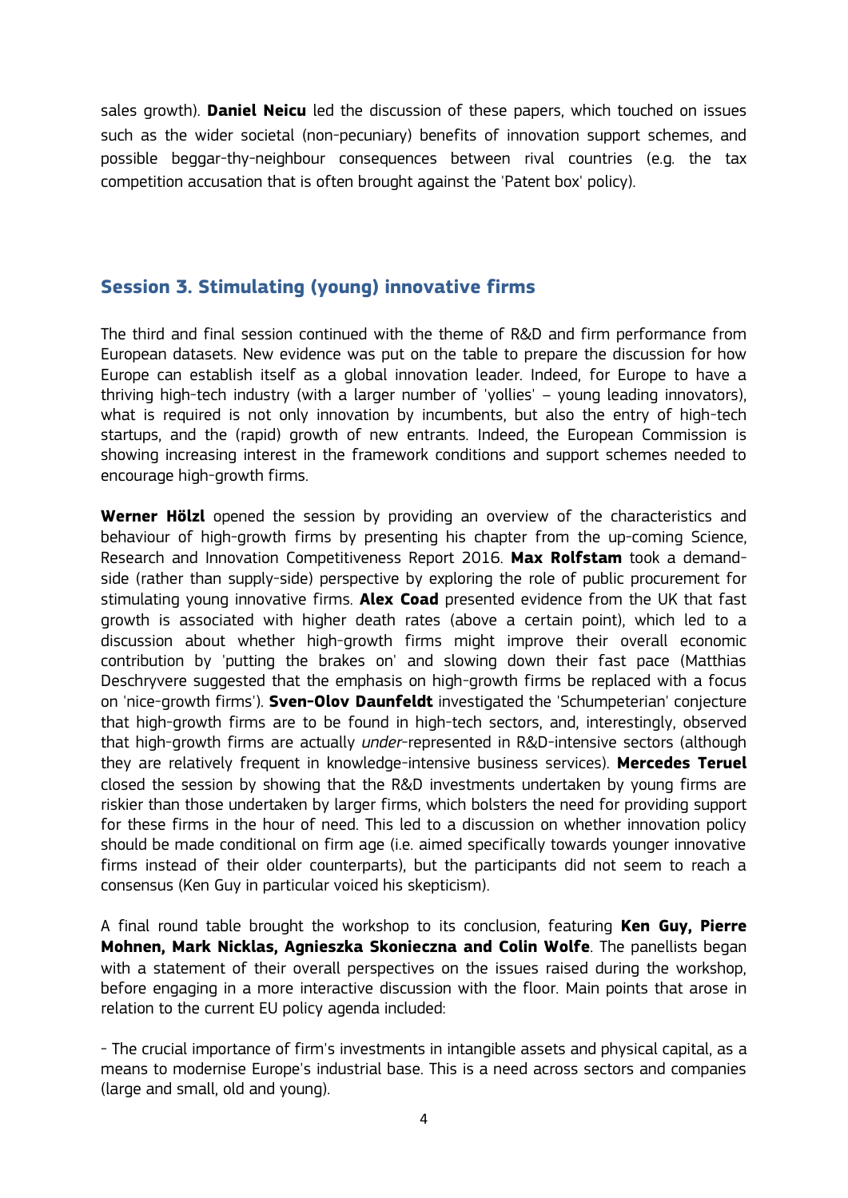sales growth). **Daniel Neicu** led the discussion of these papers, which touched on issues such as the wider societal (non-pecuniary) benefits of innovation support schemes, and possible beggar-thy-neighbour consequences between rival countries (e.g. the tax competition accusation that is often brought against the 'Patent box' policy).

## Session 3. Stimulating (young) innovative firms

The third and final session continued with the theme of R&D and firm performance from European datasets. New evidence was put on the table to prepare the discussion for how Europe can establish itself as a global innovation leader. Indeed, for Europe to have a thriving high-tech industry (with a larger number of 'yollies' – young leading innovators), what is required is not only innovation by incumbents, but also the entry of high-tech startups, and the (rapid) growth of new entrants. Indeed, the European Commission is showing increasing interest in the framework conditions and support schemes needed to encourage high-growth firms.

**Werner Hölzl** opened the session by providing an overview of the characteristics and behaviour of high-growth firms by presenting his chapter from the up-coming Science, Research and Innovation Competitiveness Report 2016. **Max Rolfstam** took a demand-side (rather than supply-side) perspective by exploring the role of public procurement for stimulating young innovative firms. **Alex Coad** presented evidence from the UK that fast growth is associated with higher death rates (above a certain point), which led to a discussion about whether high-growth firms might improve their overall economic contribution by 'putting the brakes on' and slowing down their fast pace (Matthias Deschryvere suggested that the emphasis on high-growth firms be replaced with a focus on 'nice-growth firms'). **Sven-Olov Daunfeldt** investigated the 'Schumpeterian' conjecture that high-growth firms are to be found in high-tech sectors, and, interestingly, observed that high-growth firms are actually *under*-represented in R&D-intensive sectors (although they are relatively frequent in knowledge-intensive business services). **Mercedes Teruel** closed the session by showing that the R&D investments undertaken by young firms are riskier than those undertaken by larger firms, which bolsters the need for providing support for these firms in the hour of need. This led to a discussion on whether innovation policy should be made conditional on firm age (i.e. aimed specifically towards younger innovative firms instead of their older counterparts), but the participants did not seem to reach a consensus (Ken Guy in particular voiced his skepticism).

A final round table brought the workshop to its conclusion, featuring **Ken Guy, Pierre Mohnen, Mark Nicklas, Agnieszka Skonieczna and Colin Wolfe**. The panellists began with a statement of their overall perspectives on the issues raised during the workshop, before engaging in a more interactive discussion with the floor. Main points that arose in relation to the current EU policy agenda included:

- The crucial importance of firm's investments in intangible assets and physical capital, as a means to modernise Europe's industrial base. This is a need across sectors and companies (large and small, old and young).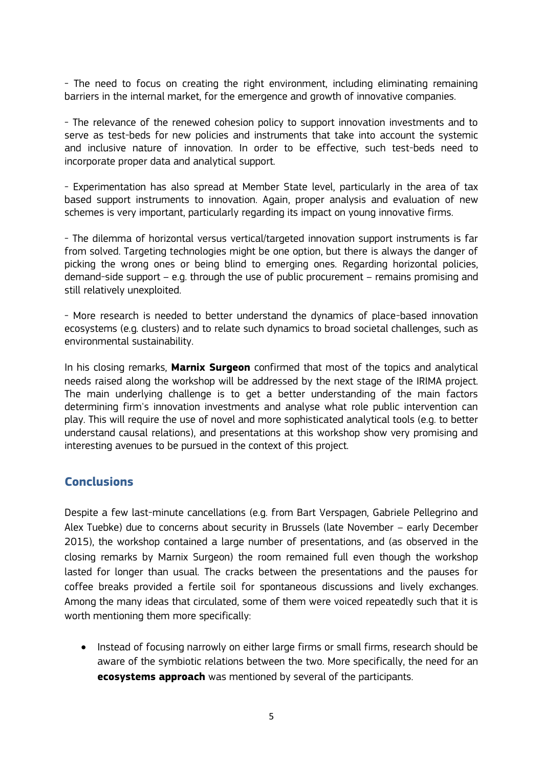- The need to focus on creating the right environment, including eliminating remaining barriers in the internal market, for the emergence and growth of innovative companies.

- The relevance of the renewed cohesion policy to support innovation investments and to serve as test-beds for new policies and instruments that take into account the systemic and inclusive nature of innovation. In order to be effective, such test-beds need to incorporate proper data and analytical support.

- Experimentation has also spread at Member State level, particularly in the area of tax based support instruments to innovation. Again, proper analysis and evaluation of new schemes is very important, particularly regarding its impact on young innovative firms.

- The dilemma of horizontal versus vertical/targeted innovation support instruments is far from solved. Targeting technologies might be one option, but there is always the danger of picking the wrong ones or being blind to emerging ones. Regarding horizontal policies, demand-side support – e.g. through the use of public procurement – remains promising and still relatively unexploited.

- More research is needed to better understand the dynamics of place-based innovation ecosystems (e.g. clusters) and to relate such dynamics to broad societal challenges, such as environmental sustainability.

In his closing remarks, **Marnix Surgeon** confirmed that most of the topics and analytical needs raised along the workshop will be addressed by the next stage of the IRIMA project. The main underlying challenge is to get a better understanding of the main factors determining firm's innovation investments and analyse what role public intervention can play. This will require the use of novel and more sophisticated analytical tools (e.g. to better understand causal relations), and presentations at this workshop show very promising and interesting avenues to be pursued in the context of this project.

## Conclusions

Despite a few last-minute cancellations (e.g. from Bart Verspagen, Gabriele Pellegrino and Alex Tuebke) due to concerns about security in Brussels (late November – early December 2015), the workshop contained a large number of presentations, and (as observed in the closing remarks by Marnix Surgeon) the room remained full even though the workshop lasted for longer than usual. The cracks between the presentations and the pauses for coffee breaks provided a fertile soil for spontaneous discussions and lively exchanges. Among the many ideas that circulated, some of them were voiced repeatedly such that it is worth mentioning them more specifically:

- Instead of focusing narrowly on either large firms or small firms, research should be aware of the symbiotic relations between the two. More specifically, the need for an **ecosystems approach** was mentioned by several of the participants.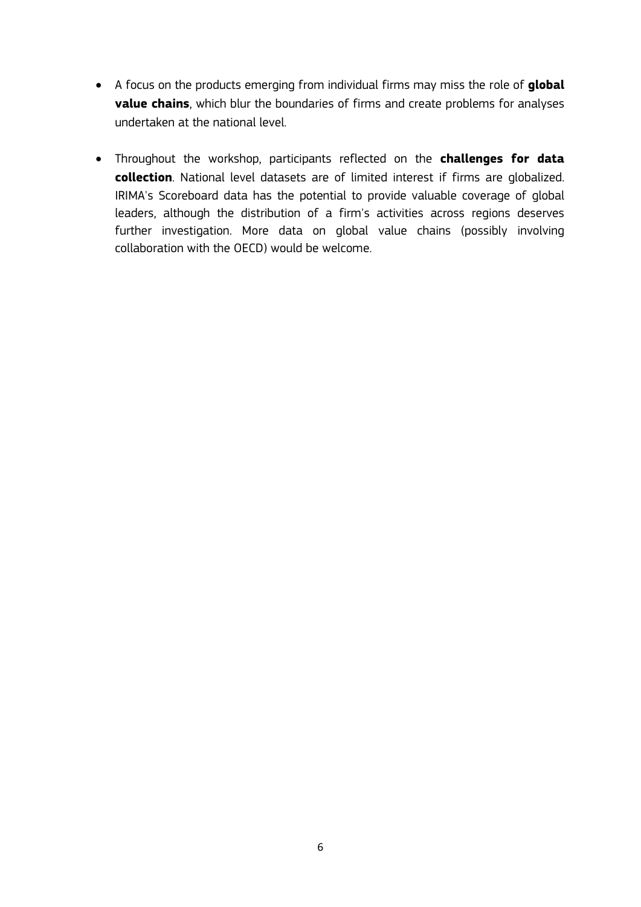- A focus on the products emerging from individual firms may miss the role of **global value chains**, which blur the boundaries of firms and create problems for analyses undertaken at the national level.

- Throughout the workshop, participants reflected on the **challenges for data collection**. National level datasets are of limited interest if firms are globalized. IRIMA's Scoreboard data has the potential to provide valuable coverage of global leaders, although the distribution of a firm's activities across regions deserves further investigation. More data on global value chains (possibly involving collaboration with the OECD) would be welcome.